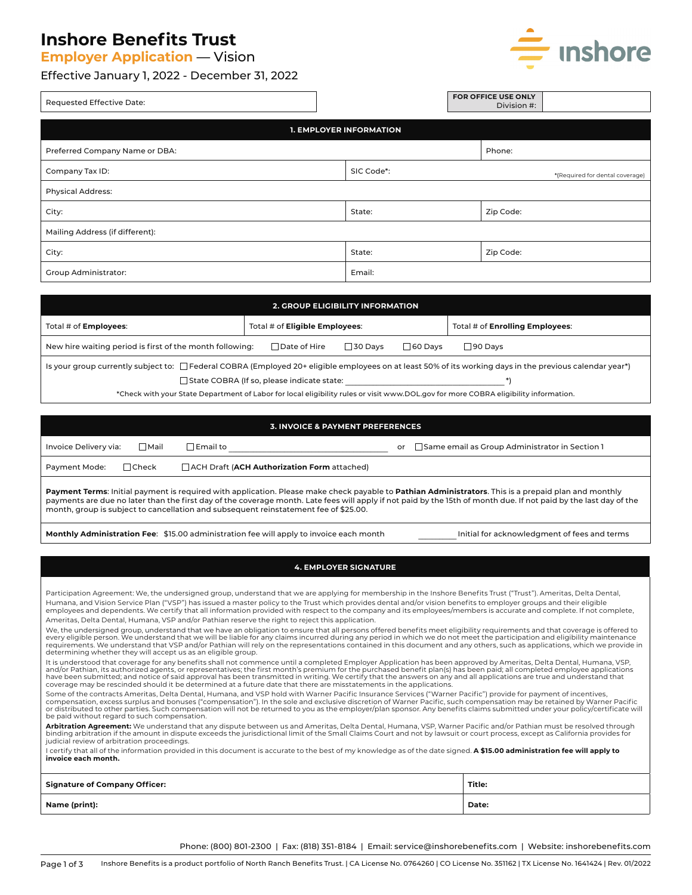# Inshore Benefits Trust

## Employer Application — Vision

Effective January 1, 2022 - December 31, 2022

| Requested Effective Date: | FOR OFFICE USE ONLY Division #: |
|---|---|

### 1. EMPLOYER INFORMATION

| | | |
|---|---|---|
| Preferred Company Name or DBA: | | Phone: |
| Company Tax ID: | SIC Code*: | *(Required for dental coverage) |
| Physical Address: | | |
| City: | State: | Zip Code: |
| Mailing Address (if different): | | |
| City: | State: | Zip Code: |
| Group Administrator: | Email: | |

### 2. GROUP ELIGIBILITY INFORMATION

| | | |
|---|---|---|
| Total # of **Employees**: | Total # of **Eligible Employees**: | Total # of **Enrolling Employees**: |

New hire waiting period is first of the month following: ☐ Date of Hire ☐ 30 Days ☐ 60 Days ☐ 90 Days

Is your group currently subject to: ☐ Federal COBRA (Employed 20+ eligible employees on at least 50% of its working days in the previous calendar year*)

☐ State COBRA (If so, please indicate state: ______________________________ *)

*Check with your State Department of Labor for local eligibility rules or visit www.DOL.gov for more COBRA eligibility information.

### 3. INVOICE & PAYMENT PREFERENCES

Invoice Delivery via: ☐ Mail ☐ Email to ______________________________ or ☐ Same email as Group Administrator in Section 1

Payment Mode: ☐ Check ☐ ACH Draft (**ACH Authorization Form** attached)

**Payment Terms**: Initial payment is required with application. Please make check payable to **Pathian Administrators**. This is a prepaid plan and monthly payments are due no later than the first day of the coverage month. Late fees will apply if not paid by the 15th of month due. If not paid by the last day of the month, group is subject to cancellation and subsequent reinstatement fee of $25.00.

**Monthly Administration Fee**: $15.00 administration fee will apply to invoice each month __________ Initial for acknowledgment of fees and terms

### 4. EMPLOYER SIGNATURE

Participation Agreement: We, the undersigned group, understand that we are applying for membership in the Inshore Benefits Trust ("Trust"). Ameritas, Delta Dental, Humana, and Vision Service Plan ("VSP") has issued a master policy to the Trust which provides dental and/or vision benefits to employer groups and their eligible employees and dependents. We certify that all information provided with respect to the company and its employees/members is accurate and complete. If not complete, Ameritas, Delta Dental, Humana, VSP and/or Pathian reserve the right to reject this application.

We, the undersigned group, understand that we have an obligation to ensure that all persons offered benefits meet eligibility requirements and that coverage is offered to every eligible person. We understand that we will be liable for any claims incurred during any period in which we do not meet the participation and eligibility maintenance requirements. We understand that VSP and/or Pathian will rely on the representations contained in this document and any others, such as applications, which we provide in determining whether they will accept us as an eligible group.

It is understood that coverage for any benefits shall not commence until a completed Employer Application has been approved by Ameritas, Delta Dental, Humana, VSP, and/or Pathian, its authorized agents, or representatives; the first month's premium for the purchased benefit plan(s) has been paid; all completed employee applications have been submitted; and notice of said approval has been transmitted in writing. We certify that the answers on any and all applications are true and understand that coverage may be rescinded should it be determined at a future date that there are misstatements in the applications.

Some of the contracts Ameritas, Delta Dental, Humana, and VSP hold with Warner Pacific Insurance Services ("Warner Pacific") provide for payment of incentives, compensation, excess surplus and bonuses ("compensation"). In the sole and exclusive discretion of Warner Pacific, such compensation may be retained by Warner Pacific or distributed to other parties. Such compensation will not be returned to you as the employer/plan sponsor. Any benefits claims submitted under your policy/certificate will be paid without regard to such compensation.

**Arbitration Agreement:** We understand that any dispute between us and Ameritas, Delta Dental, Humana, VSP, Warner Pacific and/or Pathian must be resolved through binding arbitration if the amount in dispute exceeds the jurisdictional limit of the Small Claims Court and not by lawsuit or court process, except as California provides for judicial review of arbitration proceedings.

I certify that all of the information provided in this document is accurate to the best of my knowledge as of the date signed. **A $15.00 administration fee will apply to invoice each month.**

| | |
|---|---|
| **Signature of Company Officer:** | **Title:** |
| **Name (print):** | **Date:** |

Phone: (800) 801-2300 | Fax: (818) 351-8184 | Email: service@inshorebenefits.com | Website: inshorebenefits.com

Inshore Benefits is a product portfolio of North Ranch Benefits Trust. | CA License No. 0764260 | CO License No. 351162 | TX License No. 1641424 | Rev. 01/2022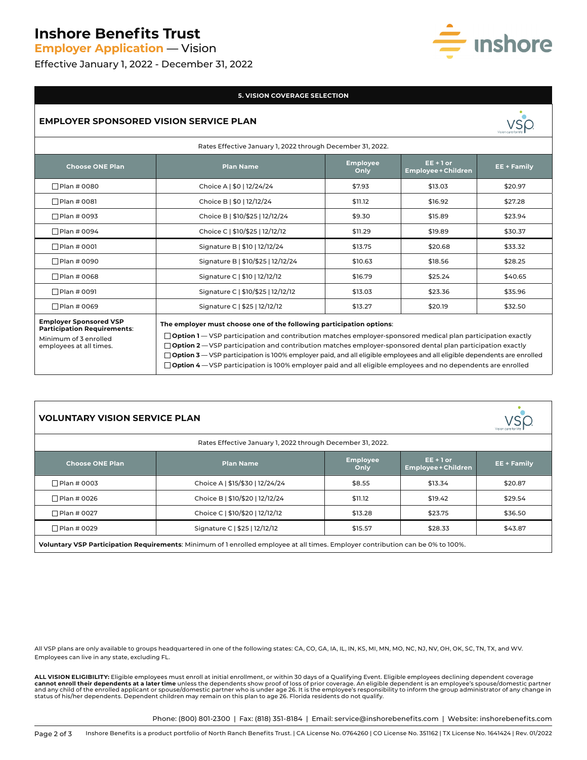# Inshore Benefits Trust

## Employer Application — Vision

Effective January 1, 2022 - December 31, 2022

### 5. VISION COVERAGE SELECTION

### EMPLOYER SPONSORED VISION SERVICE PLAN

Rates Effective January 1, 2022 through December 31, 2022.

| Choose ONE Plan | Plan Name | Employee Only | EE + 1 or Employee + Children | EE + Family |
|---|---|---|---|---|
| ☐ Plan # 0080 | Choice A \| $0 \| 12/24/24 | $7.93 | $13.03 | $20.97 |
| ☐ Plan # 0081 | Choice B \| $0 \| 12/12/24 | $11.12 | $16.92 | $27.28 |
| ☐ Plan # 0093 | Choice B \| $10/$25 \| 12/12/24 | $9.30 | $15.89 | $23.94 |
| ☐ Plan # 0094 | Choice C \| $10/$25 \| 12/12/12 | $11.29 | $19.89 | $30.37 |
| ☐ Plan # 0001 | Signature B \| $10 \| 12/12/24 | $13.75 | $20.68 | $33.32 |
| ☐ Plan # 0090 | Signature B \| $10/$25 \| 12/12/24 | $10.63 | $18.56 | $28.25 |
| ☐ Plan # 0068 | Signature C \| $10 \| 12/12/12 | $16.79 | $25.24 | $40.65 |
| ☐ Plan # 0091 | Signature C \| $10/$25 \| 12/12/12 | $13.03 | $23.36 | $35.96 |
| ☐ Plan # 0069 | Signature C \| $25 \| 12/12/12 | $13.27 | $20.19 | $32.50 |

**Employer Sponsored VSP Participation Requirements**: Minimum of 3 enrolled employees at all times.

**The employer must choose one of the following participation options**:

- ☐ **Option 1** — VSP participation and contribution matches employer-sponsored medical plan participation exactly
- ☐ **Option 2** — VSP participation and contribution matches employer-sponsored dental plan participation exactly
- ☐ **Option 3** — VSP participation is 100% employer paid, and all eligible employees and all eligible dependents are enrolled
- ☐ **Option 4** — VSP participation is 100% employer paid and all eligible employees and no dependents are enrolled

### VOLUNTARY VISION SERVICE PLAN

Rates Effective January 1, 2022 through December 31, 2022.

| Choose ONE Plan | Plan Name | Employee Only | EE + 1 or Employee + Children | EE + Family |
|---|---|---|---|---|
| ☐ Plan # 0003 | Choice A \| $15/$30 \| 12/24/24 | $8.55 | $13.34 | $20.87 |
| ☐ Plan # 0026 | Choice B \| $10/$20 \| 12/12/24 | $11.12 | $19.42 | $29.54 |
| ☐ Plan # 0027 | Choice C \| $10/$20 \| 12/12/12 | $13.28 | $23.75 | $36.50 |
| ☐ Plan # 0029 | Signature C \| $25 \| 12/12/12 | $15.57 | $28.33 | $43.87 |

**Voluntary VSP Participation Requirements**: Minimum of 1 enrolled employee at all times. Employer contribution can be 0% to 100%.

All VSP plans are only available to groups headquartered in one of the following states: CA, CO, GA, IA, IL, IN, KS, MI, MN, MO, NC, NJ, NV, OH, OK, SC, TN, TX, and WV. Employees can live in any state, excluding FL.

**ALL VISION ELIGIBILITY:** Eligible employees must enroll at initial enrollment, or within 30 days of a Qualifying Event. Eligible employees declining dependent coverage **cannot enroll their dependents at a later time** unless the dependents show proof of loss of prior coverage. An eligible dependent is an employee's spouse/domestic partner and any child of the enrolled applicant or spouse/domestic partner who is under age 26. It is the employee's responsibility to inform the group administrator of any change in status of his/her dependents. Dependent children may remain on this plan to age 26. Florida residents do not qualify.

Phone: (800) 801-2300 | Fax: (818) 351-8184 | Email: service@inshorebenefits.com | Website: inshorebenefits.com

Inshore Benefits is a product portfolio of North Ranch Benefits Trust. | CA License No. 0764260 | CO License No. 351162 | TX License No. 1641424 | Rev. 01/2022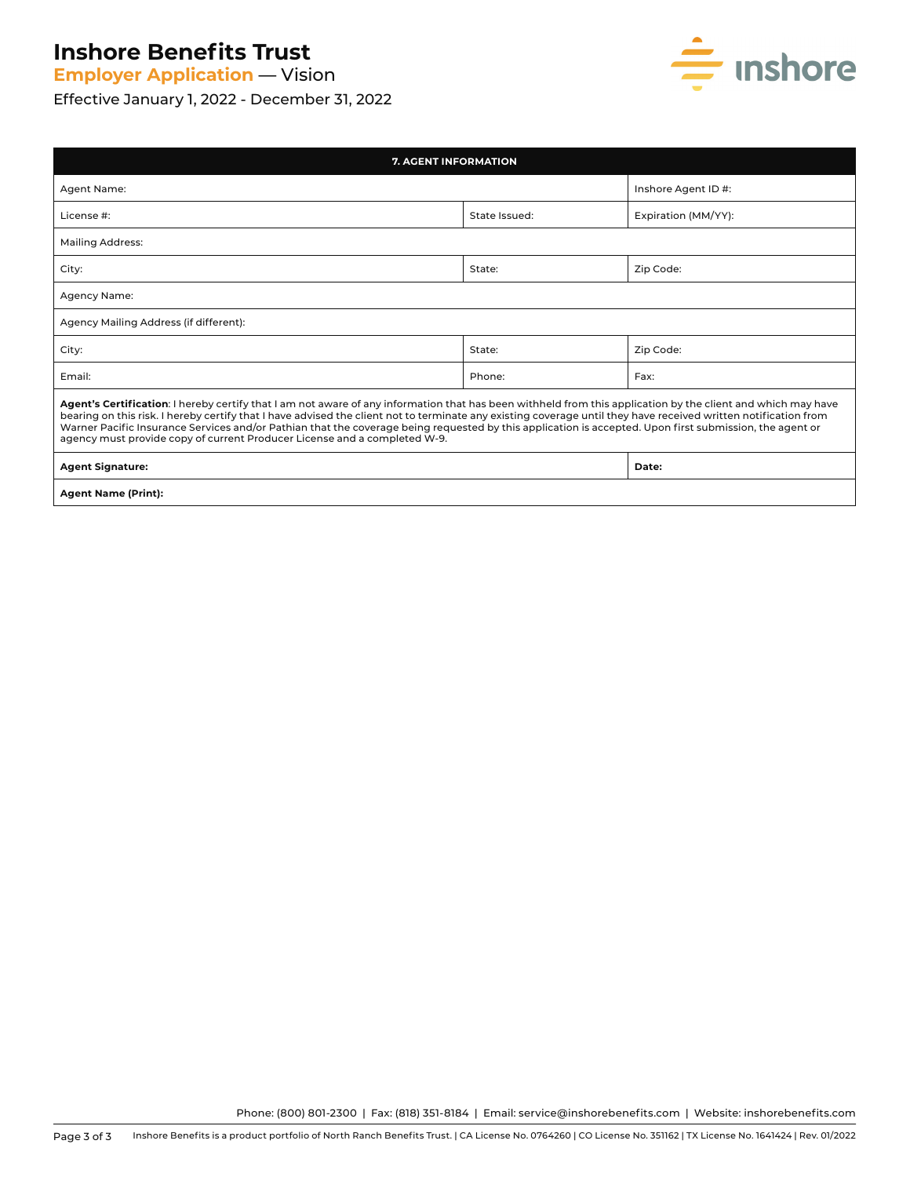# Inshore Benefits Trust

## Employer Application — Vision

Effective January 1, 2022 - December 31, 2022

| 7. AGENT INFORMATION | | |
|---|---|---|
| Agent Name: | | Inshore Agent ID #: |
| License #: | State Issued: | Expiration (MM/YY): |
| Mailing Address: | | |
| City: | State: | Zip Code: |
| Agency Name: | | |
| Agency Mailing Address (if different): | | |
| City: | State: | Zip Code: |
| Email: | Phone: | Fax: |
| **Agent's Certification**: I hereby certify that I am not aware of any information that has been withheld from this application by the client and which may have bearing on this risk. I hereby certify that I have advised the client not to terminate any existing coverage until they have received written notification from Warner Pacific Insurance Services and/or Pathian that the coverage being requested by this application is accepted. Upon first submission, the agent or agency must provide copy of current Producer License and a completed W-9. | | |
| **Agent Signature:** | | **Date:** |
| **Agent Name (Print):** | | |

Phone: (800) 801-2300 | Fax: (818) 351-8184 | Email: service@inshorebenefits.com | Website: inshorebenefits.com

Inshore Benefits is a product portfolio of North Ranch Benefits Trust. | CA License No. 0764260 | CO License No. 351162 | TX License No. 1641424 | Rev. 01/2022